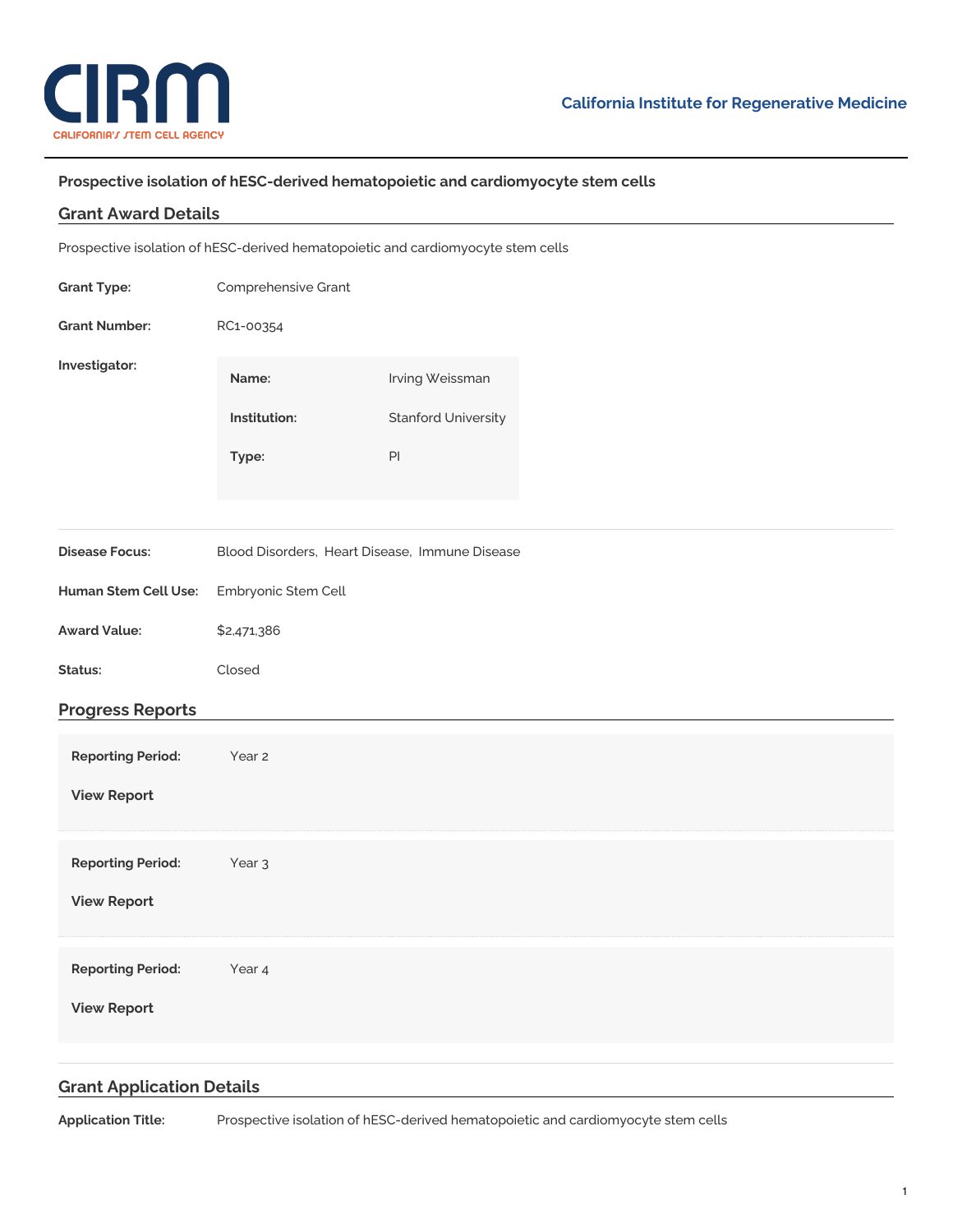CIRM
CALIFORNIA'S STEM CELL AGENCY

California Institute for Regenerative Medicine

## Prospective isolation of hESC-derived hematopoietic and cardiomyocyte stem cells

### Grant Award Details

Prospective isolation of hESC-derived hematopoietic and cardiomyocyte stem cells

**Grant Type:** Comprehensive Grant

**Grant Number:** RC1-00354

**Investigator:**

| | |
|---|---|
| **Name:** | Irving Weissman |
| **Institution:** | Stanford University |
| **Type:** | PI |

**Disease Focus:** Blood Disorders, Heart Disease, Immune Disease

**Human Stem Cell Use:** Embryonic Stem Cell

**Award Value:** $2,471,386

**Status:** Closed

### Progress Reports

**Reporting Period:** Year 2

**View Report**

**Reporting Period:** Year 3

**View Report**

**Reporting Period:** Year 4

**View Report**

### Grant Application Details

**Application Title:** Prospective isolation of hESC-derived hematopoietic and cardiomyocyte stem cells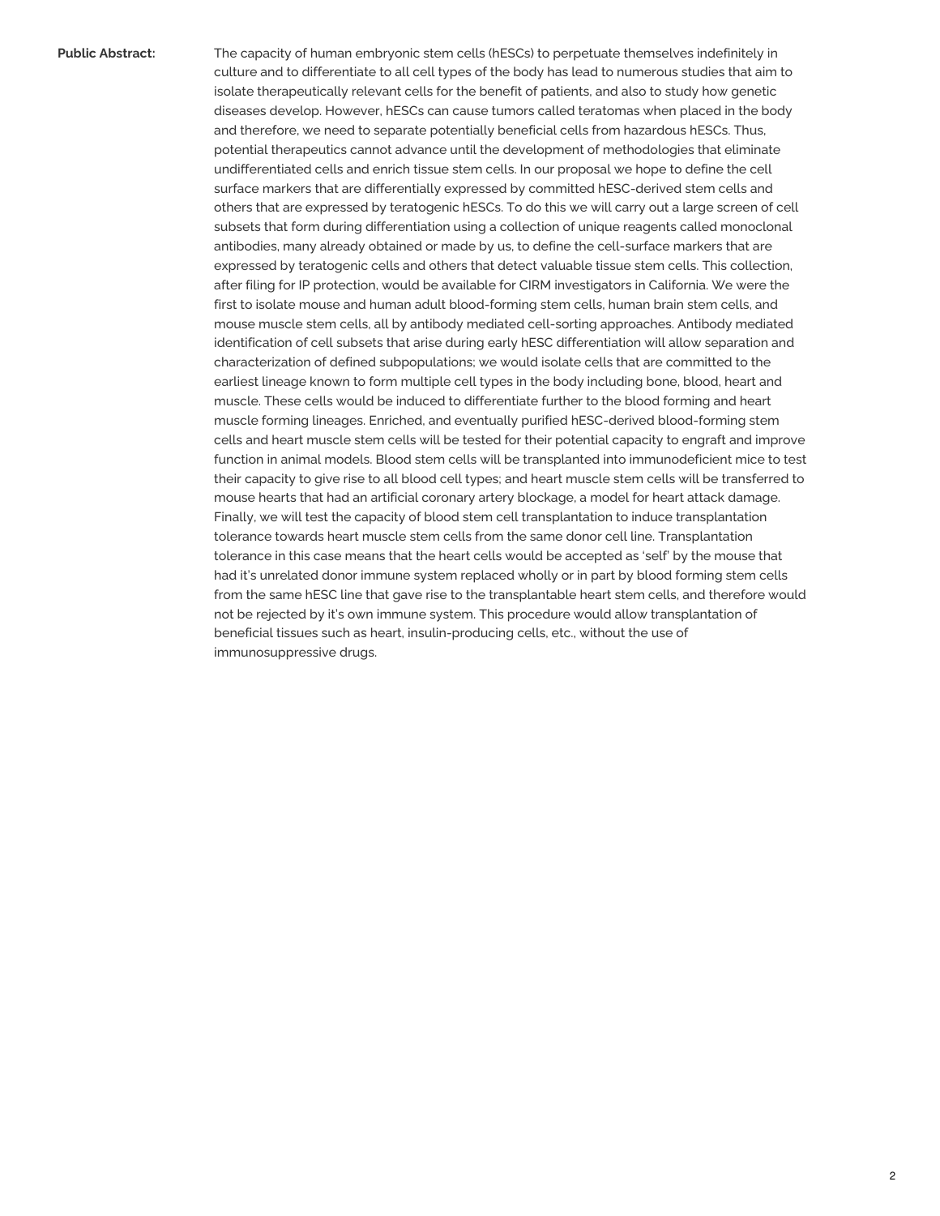**Public Abstract:**

The capacity of human embryonic stem cells (hESCs) to perpetuate themselves indefinitely in culture and to differentiate to all cell types of the body has lead to numerous studies that aim to isolate therapeutically relevant cells for the benefit of patients, and also to study how genetic diseases develop. However, hESCs can cause tumors called teratomas when placed in the body and therefore, we need to separate potentially beneficial cells from hazardous hESCs. Thus, potential therapeutics cannot advance until the development of methodologies that eliminate undifferentiated cells and enrich tissue stem cells. In our proposal we hope to define the cell surface markers that are differentially expressed by committed hESC-derived stem cells and others that are expressed by teratogenic hESCs. To do this we will carry out a large screen of cell subsets that form during differentiation using a collection of unique reagents called monoclonal antibodies, many already obtained or made by us, to define the cell-surface markers that are expressed by teratogenic cells and others that detect valuable tissue stem cells. This collection, after filing for IP protection, would be available for CIRM investigators in California. We were the first to isolate mouse and human adult blood-forming stem cells, human brain stem cells, and mouse muscle stem cells, all by antibody mediated cell-sorting approaches. Antibody mediated identification of cell subsets that arise during early hESC differentiation will allow separation and characterization of defined subpopulations; we would isolate cells that are committed to the earliest lineage known to form multiple cell types in the body including bone, blood, heart and muscle. These cells would be induced to differentiate further to the blood forming and heart muscle forming lineages. Enriched, and eventually purified hESC-derived blood-forming stem cells and heart muscle stem cells will be tested for their potential capacity to engraft and improve function in animal models. Blood stem cells will be transplanted into immunodeficient mice to test their capacity to give rise to all blood cell types; and heart muscle stem cells will be transferred to mouse hearts that had an artificial coronary artery blockage, a model for heart attack damage. Finally, we will test the capacity of blood stem cell transplantation to induce transplantation tolerance towards heart muscle stem cells from the same donor cell line. Transplantation tolerance in this case means that the heart cells would be accepted as 'self' by the mouse that had it's unrelated donor immune system replaced wholly or in part by blood forming stem cells from the same hESC line that gave rise to the transplantable heart stem cells, and therefore would not be rejected by it's own immune system. This procedure would allow transplantation of beneficial tissues such as heart, insulin-producing cells, etc., without the use of immunosuppressive drugs.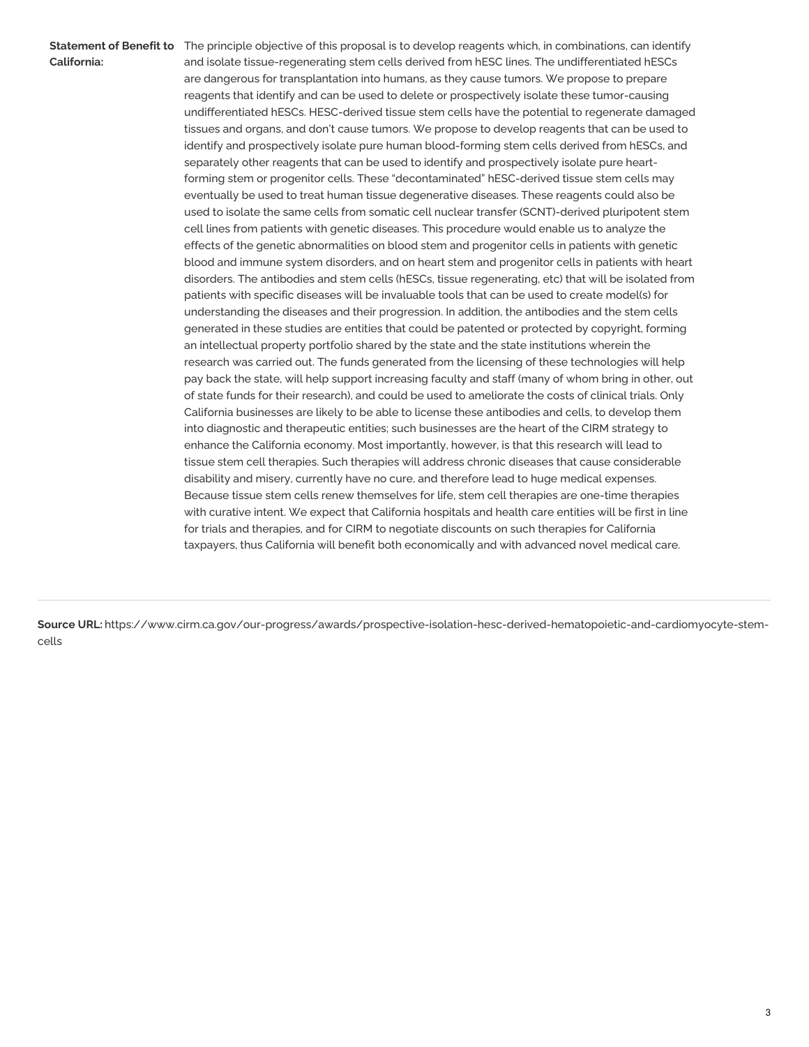**Statement of Benefit to California:**

The principle objective of this proposal is to develop reagents which, in combinations, can identify and isolate tissue-regenerating stem cells derived from hESC lines. The undifferentiated hESCs are dangerous for transplantation into humans, as they cause tumors. We propose to prepare reagents that identify and can be used to delete or prospectively isolate these tumor-causing undifferentiated hESCs. HESC-derived tissue stem cells have the potential to regenerate damaged tissues and organs, and don't cause tumors. We propose to develop reagents that can be used to identify and prospectively isolate pure human blood-forming stem cells derived from hESCs, and separately other reagents that can be used to identify and prospectively isolate pure heart-forming stem or progenitor cells. These "decontaminated" hESC-derived tissue stem cells may eventually be used to treat human tissue degenerative diseases. These reagents could also be used to isolate the same cells from somatic cell nuclear transfer (SCNT)-derived pluripotent stem cell lines from patients with genetic diseases. This procedure would enable us to analyze the effects of the genetic abnormalities on blood stem and progenitor cells in patients with genetic blood and immune system disorders, and on heart stem and progenitor cells in patients with heart disorders. The antibodies and stem cells (hESCs, tissue regenerating, etc) that will be isolated from patients with specific diseases will be invaluable tools that can be used to create model(s) for understanding the diseases and their progression. In addition, the antibodies and the stem cells generated in these studies are entities that could be patented or protected by copyright, forming an intellectual property portfolio shared by the state and the state institutions wherein the research was carried out. The funds generated from the licensing of these technologies will help pay back the state, will help support increasing faculty and staff (many of whom bring in other, out of state funds for their research), and could be used to ameliorate the costs of clinical trials. Only California businesses are likely to be able to license these antibodies and cells, to develop them into diagnostic and therapeutic entities; such businesses are the heart of the CIRM strategy to enhance the California economy. Most importantly, however, is that this research will lead to tissue stem cell therapies. Such therapies will address chronic diseases that cause considerable disability and misery, currently have no cure, and therefore lead to huge medical expenses. Because tissue stem cells renew themselves for life, stem cell therapies are one-time therapies with curative intent. We expect that California hospitals and health care entities will be first in line for trials and therapies, and for CIRM to negotiate discounts on such therapies for California taxpayers, thus California will benefit both economically and with advanced novel medical care.

---

**Source URL:** https://www.cirm.ca.gov/our-progress/awards/prospective-isolation-hesc-derived-hematopoietic-and-cardiomyocyte-stem-cells